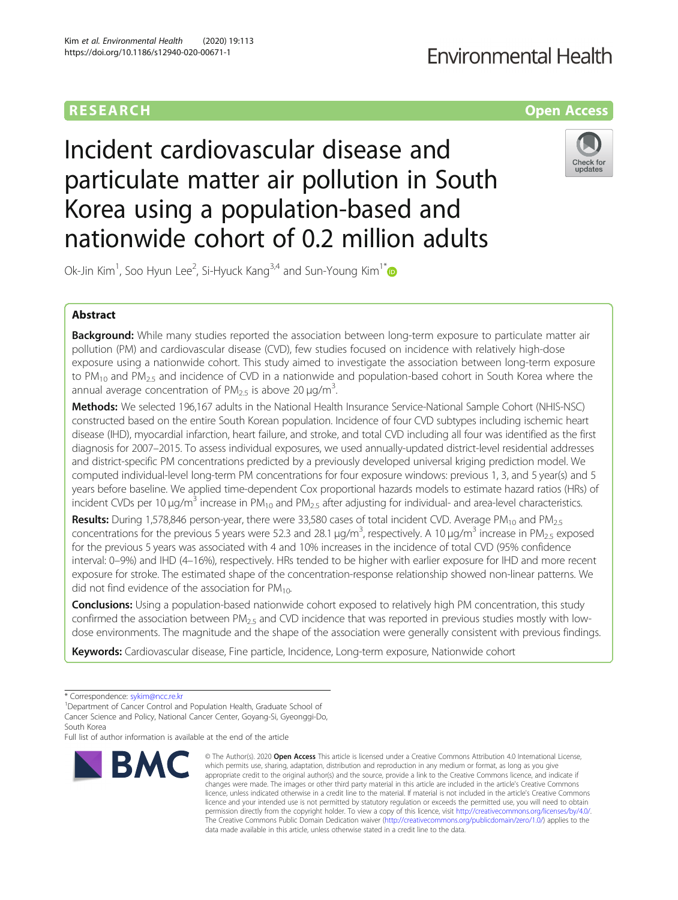RESEARCH

Open Access

# Incident cardiovascular disease and particulate matter air pollution in South Korea using a population-based and nationwide cohort of 0.2 million adults

Ok-Jin Kim[1], Soo Hyun Lee[2], Si-Hyuck Kang[3,4] and Sun-Young Kim[1*]

## Abstract

**Background:** While many studies reported the association between long-term exposure to particulate matter air pollution (PM) and cardiovascular disease (CVD), few studies focused on incidence with relatively high-dose exposure using a nationwide cohort. This study aimed to investigate the association between long-term exposure to $PM_{10}$ and $PM_{2.5}$ and incidence of CVD in a nationwide and population-based cohort in South Korea where the annual average concentration of $PM_{2.5}$ is above 20 μg/m$^3$.

**Methods:** We selected 196,167 adults in the National Health Insurance Service-National Sample Cohort (NHIS-NSC) constructed based on the entire South Korean population. Incidence of four CVD subtypes including ischemic heart disease (IHD), myocardial infarction, heart failure, and stroke, and total CVD including all four was identified as the first diagnosis for 2007–2015. To assess individual exposures, we used annually-updated district-level residential addresses and district-specific PM concentrations predicted by a previously developed universal kriging prediction model. We computed individual-level long-term PM concentrations for four exposure windows: previous 1, 3, and 5 year(s) and 5 years before baseline. We applied time-dependent Cox proportional hazards models to estimate hazard ratios (HRs) of incident CVDs per 10 μg/m$^3$ increase in $PM_{10}$ and $PM_{2.5}$ after adjusting for individual- and area-level characteristics.

**Results:** During 1,578,846 person-year, there were 33,580 cases of total incident CVD. Average $PM_{10}$ and $PM_{2.5}$ concentrations for the previous 5 years were 52.3 and 28.1 μg/m$^3$, respectively. A 10 μg/m$^3$ increase in $PM_{2.5}$ exposed for the previous 5 years was associated with 4 and 10% increases in the incidence of total CVD (95% confidence interval: 0–9%) and IHD (4–16%), respectively. HRs tended to be higher with earlier exposure for IHD and more recent exposure for stroke. The estimated shape of the concentration-response relationship showed non-linear patterns. We did not find evidence of the association for $PM_{10}$.

**Conclusions:** Using a population-based nationwide cohort exposed to relatively high PM concentration, this study confirmed the association between $PM_{2.5}$ and CVD incidence that was reported in previous studies mostly with low-dose environments. The magnitude and the shape of the association were generally consistent with previous findings.

**Keywords:** Cardiovascular disease, Fine particle, Incidence, Long-term exposure, Nationwide cohort

---

\* Correspondence: sykim@ncc.re.kr

[1]Department of Cancer Control and Population Health, Graduate School of Cancer Science and Policy, National Cancer Center, Goyang-Si, Gyeonggi-Do, South Korea

Full list of author information is available at the end of the article

© The Author(s). 2020 **Open Access** This article is licensed under a Creative Commons Attribution 4.0 International License, which permits use, sharing, adaptation, distribution and reproduction in any medium or format, as long as you give appropriate credit to the original author(s) and the source, provide a link to the Creative Commons licence, and indicate if changes were made. The images or other third party material in this article are included in the article's Creative Commons licence, unless indicated otherwise in a credit line to the material. If material is not included in the article's Creative Commons licence and your intended use is not permitted by statutory regulation or exceeds the permitted use, you will need to obtain permission directly from the copyright holder. To view a copy of this licence, visit http://creativecommons.org/licenses/by/4.0/. The Creative Commons Public Domain Dedication waiver (http://creativecommons.org/publicdomain/zero/1.0/) applies to the data made available in this article, unless otherwise stated in a credit line to the data.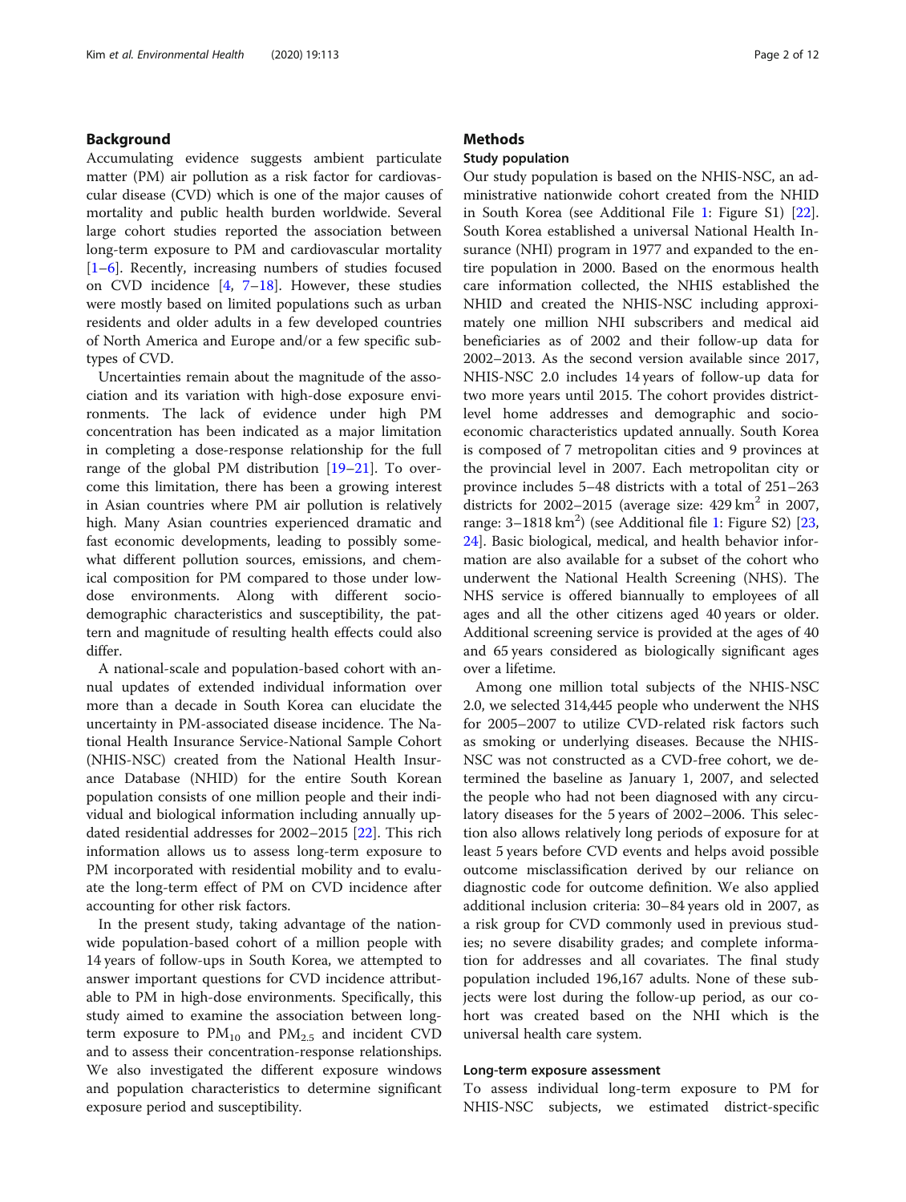## Background

Accumulating evidence suggests ambient particulate matter (PM) air pollution as a risk factor for cardiovascular disease (CVD) which is one of the major causes of mortality and public health burden worldwide. Several large cohort studies reported the association between long-term exposure to PM and cardiovascular mortality [1–6]. Recently, increasing numbers of studies focused on CVD incidence [4, 7–18]. However, these studies were mostly based on limited populations such as urban residents and older adults in a few developed countries of North America and Europe and/or a few specific subtypes of CVD.

Uncertainties remain about the magnitude of the association and its variation with high-dose exposure environments. The lack of evidence under high PM concentration has been indicated as a major limitation in completing a dose-response relationship for the full range of the global PM distribution [19–21]. To overcome this limitation, there has been a growing interest in Asian countries where PM air pollution is relatively high. Many Asian countries experienced dramatic and fast economic developments, leading to possibly somewhat different pollution sources, emissions, and chemical composition for PM compared to those under low-dose environments. Along with different sociodemographic characteristics and susceptibility, the pattern and magnitude of resulting health effects could also differ.

A national-scale and population-based cohort with annual updates of extended individual information over more than a decade in South Korea can elucidate the uncertainty in PM-associated disease incidence. The National Health Insurance Service-National Sample Cohort (NHIS-NSC) created from the National Health Insurance Database (NHID) for the entire South Korean population consists of one million people and their individual and biological information including annually updated residential addresses for 2002–2015 [22]. This rich information allows us to assess long-term exposure to PM incorporated with residential mobility and to evaluate the long-term effect of PM on CVD incidence after accounting for other risk factors.

In the present study, taking advantage of the nationwide population-based cohort of a million people with 14 years of follow-ups in South Korea, we attempted to answer important questions for CVD incidence attributable to PM in high-dose environments. Specifically, this study aimed to examine the association between long-term exposure to $PM_{10}$ and $PM_{2.5}$ and incident CVD and to assess their concentration-response relationships. We also investigated the different exposure windows and population characteristics to determine significant exposure period and susceptibility.

## Methods

### Study population

Our study population is based on the NHIS-NSC, an administrative nationwide cohort created from the NHID in South Korea (see Additional File 1: Figure S1) [22]. South Korea established a universal National Health Insurance (NHI) program in 1977 and expanded to the entire population in 2000. Based on the enormous health care information collected, the NHIS established the NHID and created the NHIS-NSC including approximately one million NHI subscribers and medical aid beneficiaries as of 2002 and their follow-up data for 2002–2013. As the second version available since 2017, NHIS-NSC 2.0 includes 14 years of follow-up data for two more years until 2015. The cohort provides district-level home addresses and demographic and socioeconomic characteristics updated annually. South Korea is composed of 7 metropolitan cities and 9 provinces at the provincial level in 2007. Each metropolitan city or province includes 5–48 districts with a total of 251–263 districts for 2002–2015 (average size: 429 $km^2$ in 2007, range: 3–1818 $km^2$) (see Additional file 1: Figure S2) [23, 24]. Basic biological, medical, and health behavior information are also available for a subset of the cohort who underwent the National Health Screening (NHS). The NHS service is offered biannually to employees of all ages and all the other citizens aged 40 years or older. Additional screening service is provided at the ages of 40 and 65 years considered as biologically significant ages over a lifetime.

Among one million total subjects of the NHIS-NSC 2.0, we selected 314,445 people who underwent the NHS for 2005–2007 to utilize CVD-related risk factors such as smoking or underlying diseases. Because the NHIS-NSC was not constructed as a CVD-free cohort, we determined the baseline as January 1, 2007, and selected the people who had not been diagnosed with any circulatory diseases for the 5 years of 2002–2006. This selection also allows relatively long periods of exposure for at least 5 years before CVD events and helps avoid possible outcome misclassification derived by our reliance on diagnostic code for outcome definition. We also applied additional inclusion criteria: 30–84 years old in 2007, as a risk group for CVD commonly used in previous studies; no severe disability grades; and complete information for addresses and all covariates. The final study population included 196,167 adults. None of these subjects were lost during the follow-up period, as our cohort was created based on the NHI which is the universal health care system.

### Long-term exposure assessment

To assess individual long-term exposure to PM for NHIS-NSC subjects, we estimated district-specific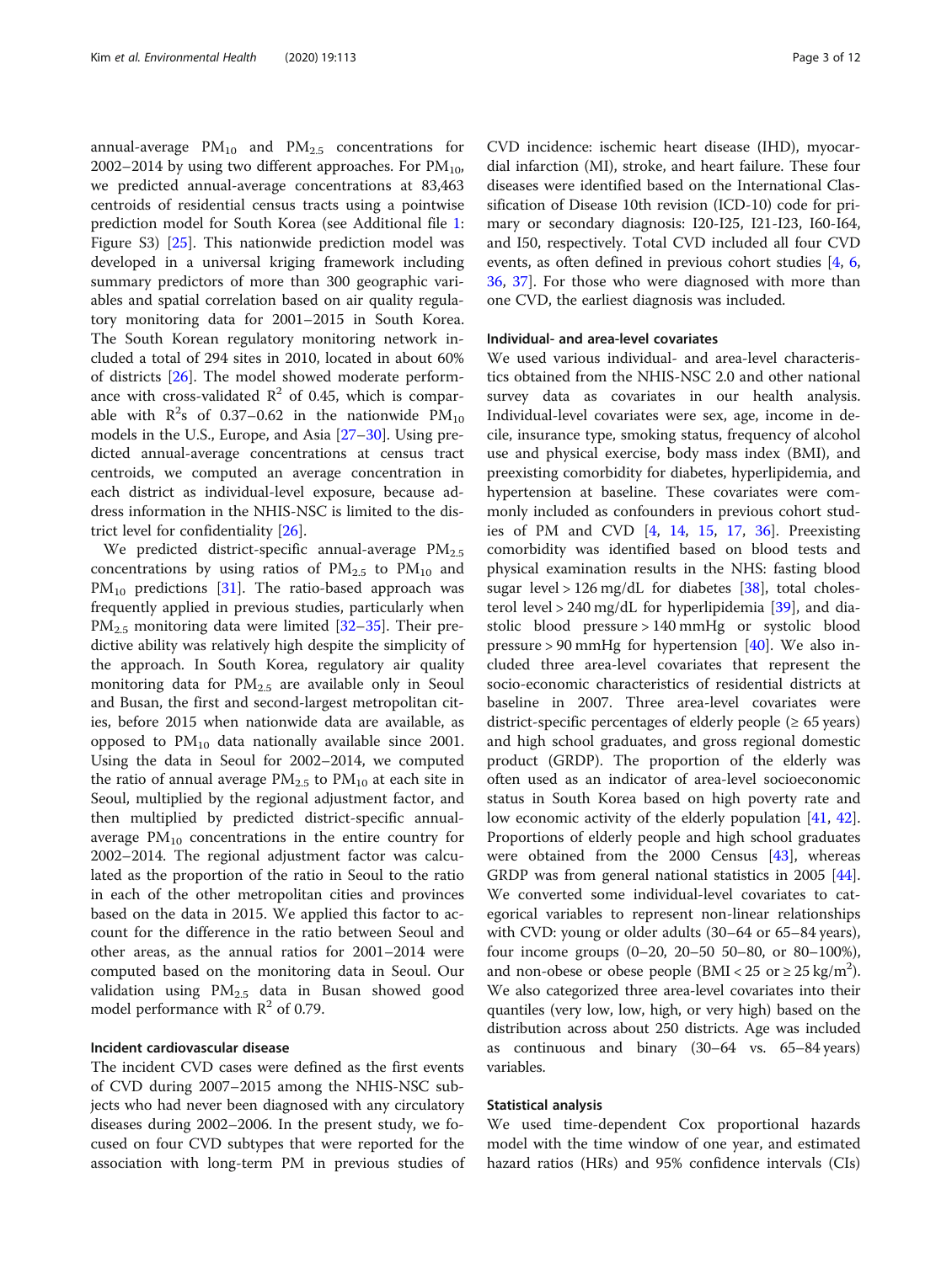annual-average $PM_{10}$ and $PM_{2.5}$ concentrations for 2002–2014 by using two different approaches. For $PM_{10}$, we predicted annual-average concentrations at 83,463 centroids of residential census tracts using a pointwise prediction model for South Korea (see Additional file 1: Figure S3) [25]. This nationwide prediction model was developed in a universal kriging framework including summary predictors of more than 300 geographic variables and spatial correlation based on air quality regulatory monitoring data for 2001–2015 in South Korea. The South Korean regulatory monitoring network included a total of 294 sites in 2010, located in about 60% of districts [26]. The model showed moderate performance with cross-validated $R^2$ of 0.45, which is comparable with $R^2$s of 0.37–0.62 in the nationwide $PM_{10}$ models in the U.S., Europe, and Asia [27–30]. Using predicted annual-average concentrations at census tract centroids, we computed an average concentration in each district as individual-level exposure, because address information in the NHIS-NSC is limited to the district level for confidentiality [26].

We predicted district-specific annual-average $PM_{2.5}$ concentrations by using ratios of $PM_{2.5}$ to $PM_{10}$ and $PM_{10}$ predictions [31]. The ratio-based approach was frequently applied in previous studies, particularly when $PM_{2.5}$ monitoring data were limited [32–35]. Their predictive ability was relatively high despite the simplicity of the approach. In South Korea, regulatory air quality monitoring data for $PM_{2.5}$ are available only in Seoul and Busan, the first and second-largest metropolitan cities, before 2015 when nationwide data are available, as opposed to $PM_{10}$ data nationally available since 2001. Using the data in Seoul for 2002–2014, we computed the ratio of annual average $PM_{2.5}$ to $PM_{10}$ at each site in Seoul, multiplied by the regional adjustment factor, and then multiplied by predicted district-specific annual-average $PM_{10}$ concentrations in the entire country for 2002–2014. The regional adjustment factor was calculated as the proportion of the ratio in Seoul to the ratio in each of the other metropolitan cities and provinces based on the data in 2015. We applied this factor to account for the difference in the ratio between Seoul and other areas, as the annual ratios for 2001–2014 were computed based on the monitoring data in Seoul. Our validation using $PM_{2.5}$ data in Busan showed good model performance with $R^2$ of 0.79.

### Incident cardiovascular disease

The incident CVD cases were defined as the first events of CVD during 2007–2015 among the NHIS-NSC subjects who had never been diagnosed with any circulatory diseases during 2002–2006. In the present study, we focused on four CVD subtypes that were reported for the association with long-term PM in previous studies of CVD incidence: ischemic heart disease (IHD), myocardial infarction (MI), stroke, and heart failure. These four diseases were identified based on the International Classification of Disease 10th revision (ICD-10) code for primary or secondary diagnosis: I20-I25, I21-I23, I60-I64, and I50, respectively. Total CVD included all four CVD events, as often defined in previous cohort studies [4, 6, 36, 37]. For those who were diagnosed with more than one CVD, the earliest diagnosis was included.

### Individual- and area-level covariates

We used various individual- and area-level characteristics obtained from the NHIS-NSC 2.0 and other national survey data as covariates in our health analysis. Individual-level covariates were sex, age, income in decile, insurance type, smoking status, frequency of alcohol use and physical exercise, body mass index (BMI), and preexisting comorbidity for diabetes, hyperlipidemia, and hypertension at baseline. These covariates were commonly included as confounders in previous cohort studies of PM and CVD [4, 14, 15, 17, 36]. Preexisting comorbidity was identified based on blood tests and physical examination results in the NHS: fasting blood sugar level > 126 mg/dL for diabetes [38], total cholesterol level > 240 mg/dL for hyperlipidemia [39], and diastolic blood pressure > 140 mmHg or systolic blood pressure > 90 mmHg for hypertension [40]. We also included three area-level covariates that represent the socio-economic characteristics of residential districts at baseline in 2007. Three area-level covariates were district-specific percentages of elderly people (≥ 65 years) and high school graduates, and gross regional domestic product (GRDP). The proportion of the elderly was often used as an indicator of area-level socioeconomic status in South Korea based on high poverty rate and low economic activity of the elderly population [41, 42]. Proportions of elderly people and high school graduates were obtained from the 2000 Census [43], whereas GRDP was from general national statistics in 2005 [44]. We converted some individual-level covariates to categorical variables to represent non-linear relationships with CVD: young or older adults (30–64 or 65–84 years), four income groups (0–20, 20–50 50–80, or 80–100%), and non-obese or obese people (BMI < 25 or ≥ 25 $kg/m^2$). We also categorized three area-level covariates into their quantiles (very low, low, high, or very high) based on the distribution across about 250 districts. Age was included as continuous and binary (30–64 vs. 65–84 years) variables.

### Statistical analysis

We used time-dependent Cox proportional hazards model with the time window of one year, and estimated hazard ratios (HRs) and 95% confidence intervals (CIs)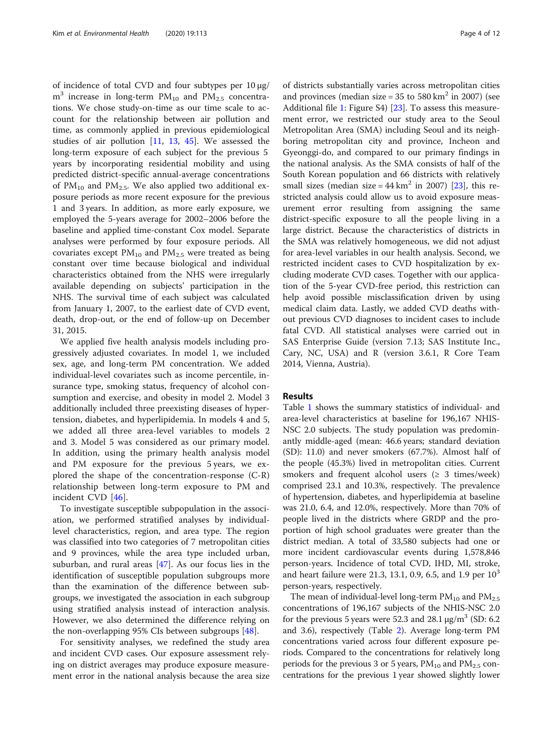of incidence of total CVD and four subtypes per 10 μg/ $m^3$ increase in long-term $PM_{10}$ and $PM_{2.5}$ concentrations. We chose study-on-time as our time scale to account for the relationship between air pollution and time, as commonly applied in previous epidemiological studies of air pollution [11, 13, 45]. We assessed the long-term exposure of each subject for the previous 5 years by incorporating residential mobility and using predicted district-specific annual-average concentrations of $PM_{10}$ and $PM_{2.5}$. We also applied two additional exposure periods as more recent exposure for the previous 1 and 3 years. In addition, as more early exposure, we employed the 5-years average for 2002–2006 before the baseline and applied time-constant Cox model. Separate analyses were performed by four exposure periods. All covariates except $PM_{10}$ and $PM_{2.5}$ were treated as being constant over time because biological and individual characteristics obtained from the NHS were irregularly available depending on subjects' participation in the NHS. The survival time of each subject was calculated from January 1, 2007, to the earliest date of CVD event, death, drop-out, or the end of follow-up on December 31, 2015.

We applied five health analysis models including progressively adjusted covariates. In model 1, we included sex, age, and long-term PM concentration. We added individual-level covariates such as income percentile, insurance type, smoking status, frequency of alcohol consumption and exercise, and obesity in model 2. Model 3 additionally included three preexisting diseases of hypertension, diabetes, and hyperlipidemia. In models 4 and 5, we added all three area-level variables to models 2 and 3. Model 5 was considered as our primary model. In addition, using the primary health analysis model and PM exposure for the previous 5 years, we explored the shape of the concentration-response (C-R) relationship between long-term exposure to PM and incident CVD [46].

To investigate susceptible subpopulation in the association, we performed stratified analyses by individual-level characteristics, region, and area type. The region was classified into two categories of 7 metropolitan cities and 9 provinces, while the area type included urban, suburban, and rural areas [47]. As our focus lies in the identification of susceptible population subgroups more than the examination of the difference between subgroups, we investigated the association in each subgroup using stratified analysis instead of interaction analysis. However, we also determined the difference relying on the non-overlapping 95% CIs between subgroups [48].

For sensitivity analyses, we redefined the study area and incident CVD cases. Our exposure assessment relying on district averages may produce exposure measurement error in the national analysis because the area size of districts substantially varies across metropolitan cities and provinces (median size = 35 to 580 $km^2$ in 2007) (see Additional file 1: Figure S4) [23]. To assess this measurement error, we restricted our study area to the Seoul Metropolitan Area (SMA) including Seoul and its neighboring metropolitan city and province, Incheon and Gyeonggi-do, and compared to our primary findings in the national analysis. As the SMA consists of half of the South Korean population and 66 districts with relatively small sizes (median size = 44 $km^2$ in 2007) [23], this restricted analysis could allow us to avoid exposure measurement error resulting from assigning the same district-specific exposure to all the people living in a large district. Because the characteristics of districts in the SMA was relatively homogeneous, we did not adjust for area-level variables in our health analysis. Second, we restricted incident cases to CVD hospitalization by excluding moderate CVD cases. Together with our application of the 5-year CVD-free period, this restriction can help avoid possible misclassification driven by using medical claim data. Lastly, we added CVD deaths without previous CVD diagnoses to incident cases to include fatal CVD. All statistical analyses were carried out in SAS Enterprise Guide (version 7.13; SAS Institute Inc., Cary, NC, USA) and R (version 3.6.1, R Core Team 2014, Vienna, Austria).

## Results

Table 1 shows the summary statistics of individual- and area-level characteristics at baseline for 196,167 NHIS-NSC 2.0 subjects. The study population was predominantly middle-aged (mean: 46.6 years; standard deviation (SD): 11.0) and never smokers (67.7%). Almost half of the people (45.3%) lived in metropolitan cities. Current smokers and frequent alcohol users (≥ 3 times/week) comprised 23.1 and 10.3%, respectively. The prevalence of hypertension, diabetes, and hyperlipidemia at baseline was 21.0, 6.4, and 12.0%, respectively. More than 70% of people lived in the districts where GRDP and the proportion of high school graduates were greater than the district median. A total of 33,580 subjects had one or more incident cardiovascular events during 1,578,846 person-years. Incidence of total CVD, IHD, MI, stroke, and heart failure were 21.3, 13.1, 0.9, 6.5, and 1.9 per $10^3$ person-years, respectively.

The mean of individual-level long-term $PM_{10}$ and $PM_{2.5}$ concentrations of 196,167 subjects of the NHIS-NSC 2.0 for the previous 5 years were 52.3 and 28.1 μg/$m^3$ (SD: 6.2 and 3.6), respectively (Table 2). Average long-term PM concentrations varied across four different exposure periods. Compared to the concentrations for relatively long periods for the previous 3 or 5 years, $PM_{10}$ and $PM_{2.5}$ concentrations for the previous 1 year showed slightly lower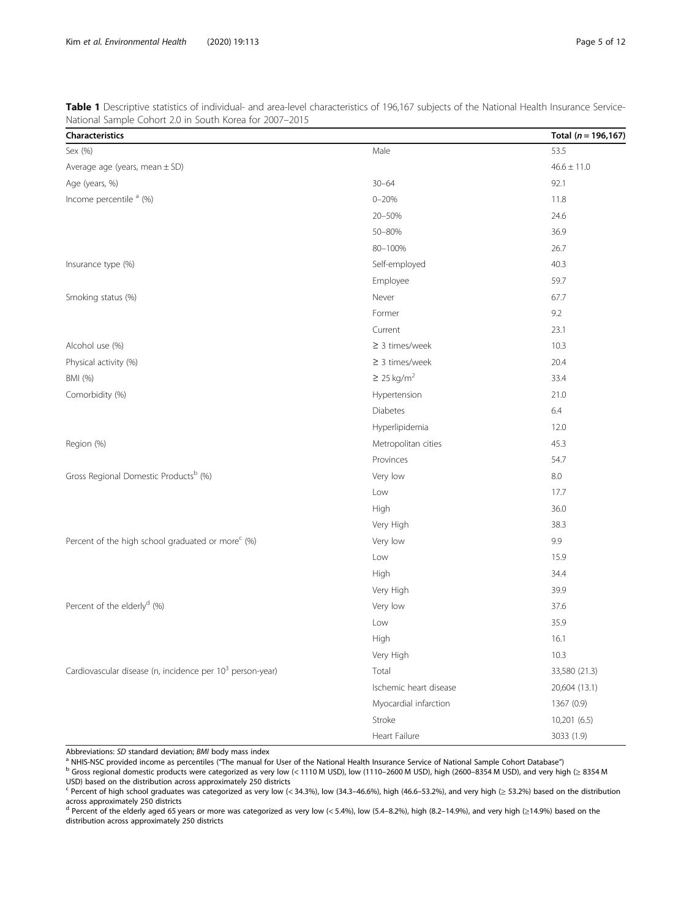**Table 1** Descriptive statistics of individual- and area-level characteristics of 196,167 subjects of the National Health Insurance Service-National Sample Cohort 2.0 in South Korea for 2007–2015

| Characteristics | | Total (*n* = 196,167) |
|---|---|---|
| Sex (%) | Male | 53.5 |
| Average age (years, mean ± SD) | | 46.6 ± 11.0 |
| Age (years, %) | 30–64 | 92.1 |
| Income percentile [a] (%) | 0–20% | 11.8 |
| | 20–50% | 24.6 |
| | 50–80% | 36.9 |
| | 80–100% | 26.7 |
| Insurance type (%) | Self-employed | 40.3 |
| | Employee | 59.7 |
| Smoking status (%) | Never | 67.7 |
| | Former | 9.2 |
| | Current | 23.1 |
| Alcohol use (%) | ≥ 3 times/week | 10.3 |
| Physical activity (%) | ≥ 3 times/week | 20.4 |
| BMI (%) | ≥ 25 kg/m$^2$ | 33.4 |
| Comorbidity (%) | Hypertension | 21.0 |
| | Diabetes | 6.4 |
| | Hyperlipidemia | 12.0 |
| Region (%) | Metropolitan cities | 45.3 |
| | Provinces | 54.7 |
| Gross Regional Domestic Products[b] (%) | Very low | 8.0 |
| | Low | 17.7 |
| | High | 36.0 |
| | Very High | 38.3 |
| Percent of the high school graduated or more[c] (%) | Very low | 9.9 |
| | Low | 15.9 |
| | High | 34.4 |
| | Very High | 39.9 |
| Percent of the elderly[d] (%) | Very low | 37.6 |
| | Low | 35.9 |
| | High | 16.1 |
| | Very High | 10.3 |
| Cardiovascular disease (n, incidence per $10^3$ person-year) | Total | 33,580 (21.3) |
| | Ischemic heart disease | 20,604 (13.1) |
| | Myocardial infarction | 1367 (0.9) |
| | Stroke | 10,201 (6.5) |
| | Heart Failure | 3033 (1.9) |

Abbreviations: *SD* standard deviation; *BMI* body mass index

[a] NHIS-NSC provided income as percentiles ("The manual for User of the National Health Insurance Service of National Sample Cohort Database")

[b] Gross regional domestic products were categorized as very low (< 1110 M USD), low (1110–2600 M USD), high (2600–8354 M USD), and very high (≥ 8354 M USD) based on the distribution across approximately 250 districts

[c] Percent of high school graduates was categorized as very low (< 34.3%), low (34.3–46.6%), high (46.6–53.2%), and very high (≥ 53.2%) based on the distribution across approximately 250 districts

[d] Percent of the elderly aged 65 years or more was categorized as very low (< 5.4%), low (5.4–8.2%), high (8.2–14.9%), and very high (≥14.9%) based on the distribution across approximately 250 districts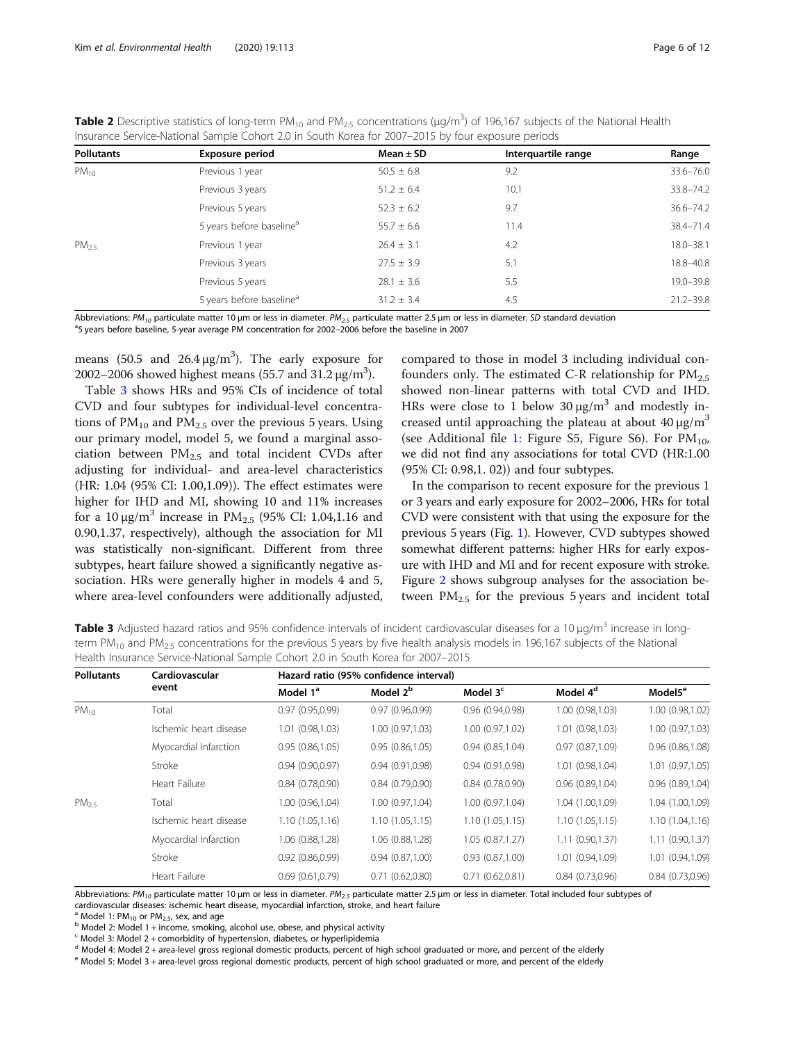**Table 2** Descriptive statistics of long-term $PM_{10}$ and $PM_{2.5}$ concentrations (μg/m$^3$) of 196,167 subjects of the National Health Insurance Service-National Sample Cohort 2.0 in South Korea for 2007–2015 by four exposure periods

| Pollutants | Exposure period | Mean ± SD | Interquartile range | Range |
|---|---|---|---|---|
| $PM_{10}$ | Previous 1 year | 50.5 ± 6.8 | 9.2 | 33.6–76.0 |
| | Previous 3 years | 51.2 ± 6.4 | 10.1 | 33.8–74.2 |
| | Previous 5 years | 52.3 ± 6.2 | 9.7 | 36.6–74.2 |
| | 5 years before baseline[a] | 55.7 ± 6.6 | 11.4 | 38.4–71.4 |
| $PM_{2.5}$ | Previous 1 year | 26.4 ± 3.1 | 4.2 | 18.0–38.1 |
| | Previous 3 years | 27.5 ± 3.9 | 5.1 | 18.8–40.8 |
| | Previous 5 years | 28.1 ± 3.6 | 5.5 | 19.0–39.8 |
| | 5 years before baseline[a] | 31.2 ± 3.4 | 4.5 | 21.2–39.8 |

Abbreviations: $PM_{10}$ particulate matter 10 μm or less in diameter. $PM_{2.5}$ particulate matter 2.5 μm or less in diameter. *SD* standard deviation
[a]5 years before baseline, 5-year average PM concentration for 2002–2006 before the baseline in 2007

means (50.5 and 26.4 μg/m$^3$). The early exposure for 2002–2006 showed highest means (55.7 and 31.2 μg/m$^3$).

Table 3 shows HRs and 95% CIs of incidence of total CVD and four subtypes for individual-level concentrations of $PM_{10}$ and $PM_{2.5}$ over the previous 5 years. Using our primary model, model 5, we found a marginal association between $PM_{2.5}$ and total incident CVDs after adjusting for individual- and area-level characteristics (HR: 1.04 (95% CI: 1.00,1.09)). The effect estimates were higher for IHD and MI, showing 10 and 11% increases for a 10 μg/m$^3$ increase in $PM_{2.5}$ (95% CI: 1.04,1.16 and 0.90,1.37, respectively), although the association for MI was statistically non-significant. Different from three subtypes, heart failure showed a significantly negative association. HRs were generally higher in models 4 and 5, where area-level confounders were additionally adjusted, compared to those in model 3 including individual confounders only. The estimated C-R relationship for $PM_{2.5}$ showed non-linear patterns with total CVD and IHD. HRs were close to 1 below 30 μg/m$^3$ and modestly increased until approaching the plateau at about 40 μg/m$^3$ (see Additional file 1: Figure S5, Figure S6). For $PM_{10}$, we did not find any associations for total CVD (HR:1.00 (95% CI: 0.98,1. 02)) and four subtypes.

In the comparison to recent exposure for the previous 1 or 3 years and early exposure for 2002–2006, HRs for total CVD were consistent with that using the exposure for the previous 5 years (Fig. 1). However, CVD subtypes showed somewhat different patterns: higher HRs for early exposure with IHD and MI and for recent exposure with stroke. Figure 2 shows subgroup analyses for the association between $PM_{2.5}$ for the previous 5 years and incident total

**Table 3** Adjusted hazard ratios and 95% confidence intervals of incident cardiovascular diseases for a 10 μg/m$^3$ increase in long-term $PM_{10}$ and $PM_{2.5}$ concentrations for the previous 5 years by five health analysis models in 196,167 subjects of the National Health Insurance Service-National Sample Cohort 2.0 in South Korea for 2007–2015

| Pollutants | Cardiovascular event | Hazard ratio (95% confidence interval) | | | | |
|---|---|---|---|---|---|---|
| | | Model 1[a] | Model 2[b] | Model 3[c] | Model 4[d] | Model5[e] |
| $PM_{10}$ | Total | 0.97 (0.95,0.99) | 0.97 (0.96,0.99) | 0.96 (0.94,0.98) | 1.00 (0.98,1.03) | 1.00 (0.98,1.02) |
| | Ischemic heart disease | 1.01 (0.98,1.03) | 1.00 (0.97,1.03) | 1.00 (0.97,1.02) | 1.01 (0.98,1.03) | 1.00 (0.97,1.03) |
| | Myocardial Infarction | 0.95 (0.86,1.05) | 0.95 (0.86,1.05) | 0.94 (0.85,1.04) | 0.97 (0.87,1.09) | 0.96 (0.86,1.08) |
| | Stroke | 0.94 (0.90,0.97) | 0.94 (0.91,0.98) | 0.94 (0.91,0.98) | 1.01 (0.98,1.04) | 1.01 (0.97,1.05) |
| | Heart Failure | 0.84 (0.78,0.90) | 0.84 (0.79,0.90) | 0.84 (0.78,0.90) | 0.96 (0.89,1.04) | 0.96 (0.89,1.04) |
| $PM_{2.5}$ | Total | 1.00 (0.96,1.04) | 1.00 (0.97,1.04) | 1.00 (0.97,1.04) | 1.04 (1.00,1.09) | 1.04 (1.00,1.09) |
| | Ischemic heart disease | 1.10 (1.05,1.16) | 1.10 (1.05,1.15) | 1.10 (1.05,1.15) | 1.10 (1.05,1.15) | 1.10 (1.04,1.16) |
| | Myocardial Infarction | 1.06 (0.88,1.28) | 1.06 (0.88,1.28) | 1.05 (0.87,1.27) | 1.11 (0.90,1.37) | 1.11 (0.90,1.37) |
| | Stroke | 0.92 (0.86,0.99) | 0.94 (0.87,1.00) | 0.93 (0.87,1.00) | 1.01 (0.94,1.09) | 1.01 (0.94,1.09) |
| | Heart Failure | 0.69 (0.61,0.79) | 0.71 (0.62,0.80) | 0.71 (0.62,0.81) | 0.84 (0.73,0.96) | 0.84 (0.73,0.96) |

Abbreviations: $PM_{10}$ particulate matter 10 μm or less in diameter. $PM_{2.5}$ particulate matter 2.5 μm or less in diameter. Total included four subtypes of cardiovascular diseases: ischemic heart disease, myocardial infarction, stroke, and heart failure
[a] Model 1: $PM_{10}$ or $PM_{2.5}$, sex, and age
[b] Model 2: Model 1 + income, smoking, alcohol use, obese, and physical activity
[c] Model 3: Model 2 + comorbidity of hypertension, diabetes, or hyperlipidemia
[d] Model 4: Model 2 + area-level gross regional domestic products, percent of high school graduated or more, and percent of the elderly
[e] Model 5: Model 3 + area-level gross regional domestic products, percent of high school graduated or more, and percent of the elderly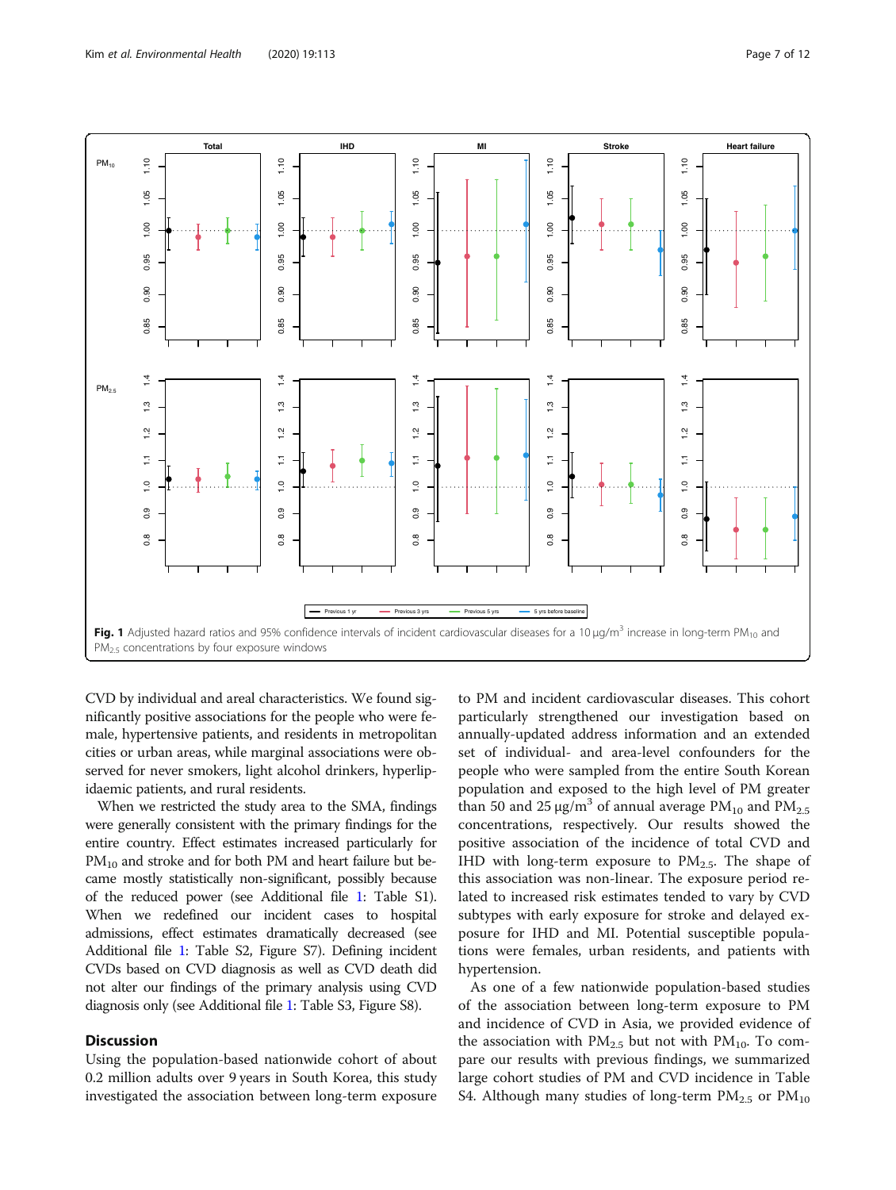**Fig. 1** Adjusted hazard ratios and 95% confidence intervals of incident cardiovascular diseases for a 10 μg/m$^3$ increase in long-term $PM_{10}$ and $PM_{2.5}$ concentrations by four exposure windows

CVD by individual and areal characteristics. We found significantly positive associations for the people who were female, hypertensive patients, and residents in metropolitan cities or urban areas, while marginal associations were observed for never smokers, light alcohol drinkers, hyperlipidaemic patients, and rural residents.

When we restricted the study area to the SMA, findings were generally consistent with the primary findings for the entire country. Effect estimates increased particularly for $PM_{10}$ and stroke and for both PM and heart failure but became mostly statistically non-significant, possibly because of the reduced power (see Additional file 1: Table S1). When we redefined our incident cases to hospital admissions, effect estimates dramatically decreased (see Additional file 1: Table S2, Figure S7). Defining incident CVDs based on CVD diagnosis as well as CVD death did not alter our findings of the primary analysis using CVD diagnosis only (see Additional file 1: Table S3, Figure S8).

## Discussion

Using the population-based nationwide cohort of about 0.2 million adults over 9 years in South Korea, this study investigated the association between long-term exposure to PM and incident cardiovascular diseases. This cohort particularly strengthened our investigation based on annually-updated address information and an extended set of individual- and area-level confounders for the people who were sampled from the entire South Korean population and exposed to the high level of PM greater than 50 and 25 μg/m$^3$ of annual average $PM_{10}$ and $PM_{2.5}$ concentrations, respectively. Our results showed the positive association of the incidence of total CVD and IHD with long-term exposure to $PM_{2.5}$. The shape of this association was non-linear. The exposure period related to increased risk estimates tended to vary by CVD subtypes with early exposure for stroke and delayed exposure for IHD and MI. Potential susceptible populations were females, urban residents, and patients with hypertension.

As one of a few nationwide population-based studies of the association between long-term exposure to PM and incidence of CVD in Asia, we provided evidence of the association with $PM_{2.5}$ but not with $PM_{10}$. To compare our results with previous findings, we summarized large cohort studies of PM and CVD incidence in Table S4. Although many studies of long-term $PM_{2.5}$ or $PM_{10}$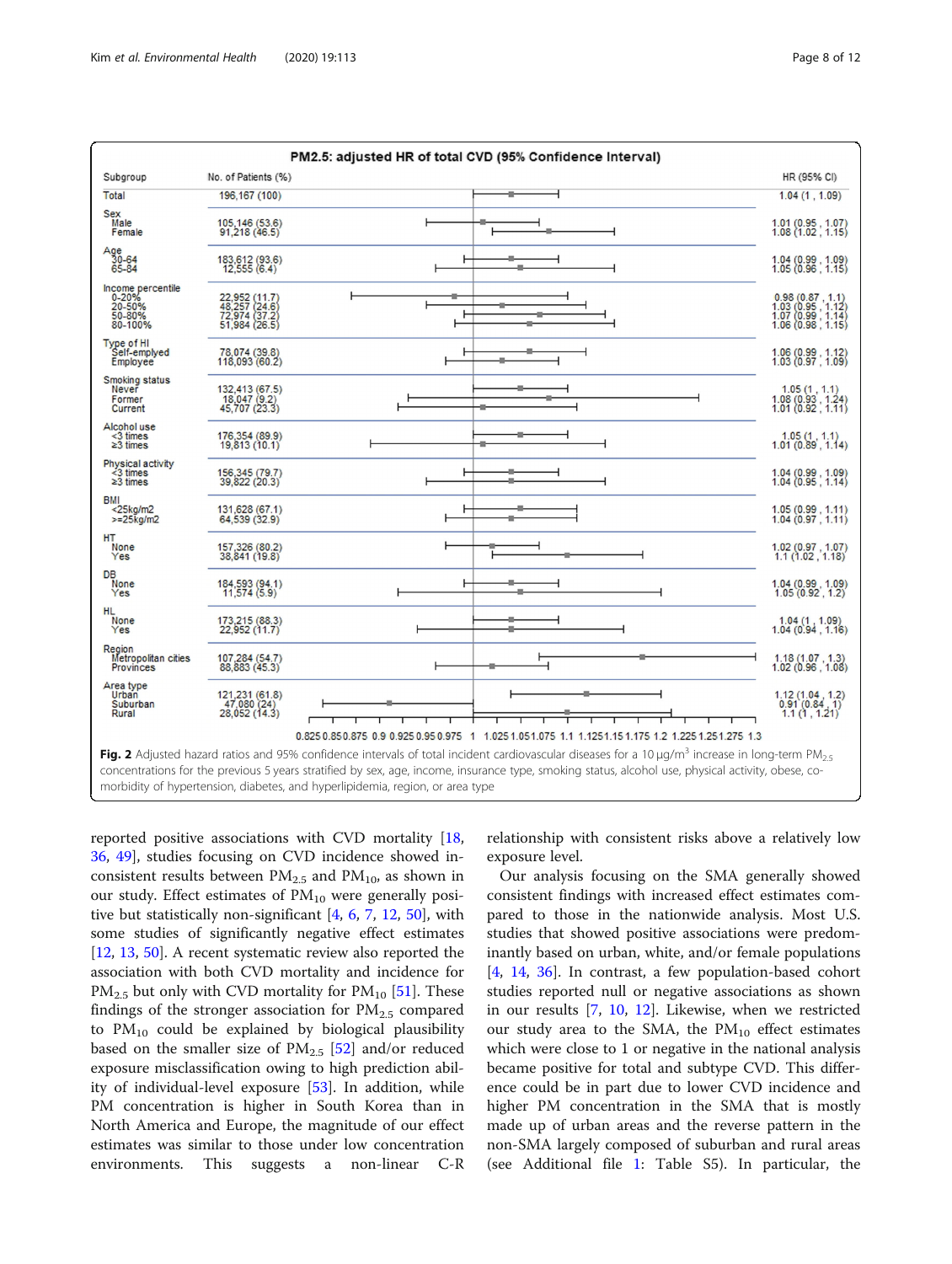| Subgroup | No. of Patients (%) | HR (95% CI) |
|---|---|---|
| Total | 196,167 (100) | 1.04 (1 , 1.09) |
| Sex | | |
| Male | 105,146 (53.6) | 1.01 (0.95 , 1.07) |
| Female | 91,218 (46.5) | 1.08 (1.02 , 1.15) |
| Age | | |
| 30-64 | 183,612 (93.6) | 1.04 (0.99 , 1.09) |
| 65-84 | 12,555 (6.4) | 1.05 (0.96 , 1.15) |
| Income percentile | | |
| 0-20% | 22,952 (11.7) | 0.98 (0.87 , 1.1) |
| 20-50% | 48,257 (24.6) | 1.03 (0.95 , 1.12) |
| 50-80% | 72,974 (37.2) | 1.07 (0.99 , 1.14) |
| 80-100% | 51,984 (26.5) | 1.06 (0.98 , 1.15) |
| Type of HI | | |
| Self-emplyed | 78,074 (39.8) | 1.06 (0.99 , 1.12) |
| Employee | 118,093 (60.2) | 1.03 (0.97 , 1.09) |
| Smoking status | | |
| Never | 132,413 (67.5) | 1.05 (1 , 1.1) |
| Former | 18,047 (9.2) | 1.08 (0.93 , 1.24) |
| Current | 45,707 (23.3) | 1.01 (0.92 , 1.11) |
| Alcohol use | | |
| <3 times | 176,354 (89.9) | 1.05 (1 , 1.1) |
| ≥3 times | 19,813 (10.1) | 1.01 (0.89 , 1.14) |
| Physical activity | | |
| <3 times | 156,345 (79.7) | 1.04 (0.99 , 1.09) |
| ≥3 times | 39,822 (20.3) | 1.04 (0.95 , 1.14) |
| BMI | | |
| <25kg/m2 | 131,628 (67.1) | 1.05 (0.99 , 1.11) |
| >=25kg/m2 | 64,539 (32.9) | 1.04 (0.97 , 1.11) |
| HT | | |
| None | 157,326 (80.2) | 1.02 (0.97 , 1.07) |
| Yes | 38,841 (19.8) | 1.1 (1.02 , 1.18) |
| DB | | |
| None | 184,593 (94.1) | 1.04 (0.99 , 1.09) |
| Yes | 11,574 (5.9) | 1.05 (0.92 , 1.2) |
| HL | | |
| None | 173,215 (88.3) | 1.04 (1 , 1.09) |
| Yes | 22,952 (11.7) | 1.04 (0.94 , 1.16) |
| Region | | |
| Metropolitan cities | 107,284 (54.7) | 1.18 (1.07 , 1.3) |
| Provinces | 88,883 (45.3) | 1.02 (0.96 , 1.08) |
| Area type | | |
| Urban | 121,231 (61.8) | 1.12 (1.04 , 1.2) |
| Suburban | 47,080 (24) | 0.91 (0.84 , 1) |
| Rural | 28,052 (14.3) | 1.1 (1 , 1.21) |

**Fig. 2** Adjusted hazard ratios and 95% confidence intervals of total incident cardiovascular diseases for a 10 μg/m$^3$ increase in long-term $PM_{2.5}$ concentrations for the previous 5 years stratified by sex, age, income, insurance type, smoking status, alcohol use, physical activity, obese, co-morbidity of hypertension, diabetes, and hyperlipidemia, region, or area type

reported positive associations with CVD mortality [18, 36, 49], studies focusing on CVD incidence showed inconsistent results between $PM_{2.5}$ and $PM_{10}$, as shown in our study. Effect estimates of $PM_{10}$ were generally positive but statistically non-significant [4, 6, 7, 12, 50], with some studies of significantly negative effect estimates [12, 13, 50]. A recent systematic review also reported the association with both CVD mortality and incidence for $PM_{2.5}$ but only with CVD mortality for $PM_{10}$ [51]. These findings of the stronger association for $PM_{2.5}$ compared to $PM_{10}$ could be explained by biological plausibility based on the smaller size of $PM_{2.5}$ [52] and/or reduced exposure misclassification owing to high prediction ability of individual-level exposure [53]. In addition, while PM concentration is higher in South Korea than in North America and Europe, the magnitude of our effect estimates was similar to those under low concentration environments. This suggests a non-linear C-R relationship with consistent risks above a relatively low exposure level.

Our analysis focusing on the SMA generally showed consistent findings with increased effect estimates compared to those in the nationwide analysis. Most U.S. studies that showed positive associations were predominantly based on urban, white, and/or female populations [4, 14, 36]. In contrast, a few population-based cohort studies reported null or negative associations as shown in our results [7, 10, 12]. Likewise, when we restricted our study area to the SMA, the $PM_{10}$ effect estimates which were close to 1 or negative in the national analysis became positive for total and subtype CVD. This difference could be in part due to lower CVD incidence and higher PM concentration in the SMA that is mostly made up of urban areas and the reverse pattern in the non-SMA largely composed of suburban and rural areas (see Additional file 1: Table S5). In particular, the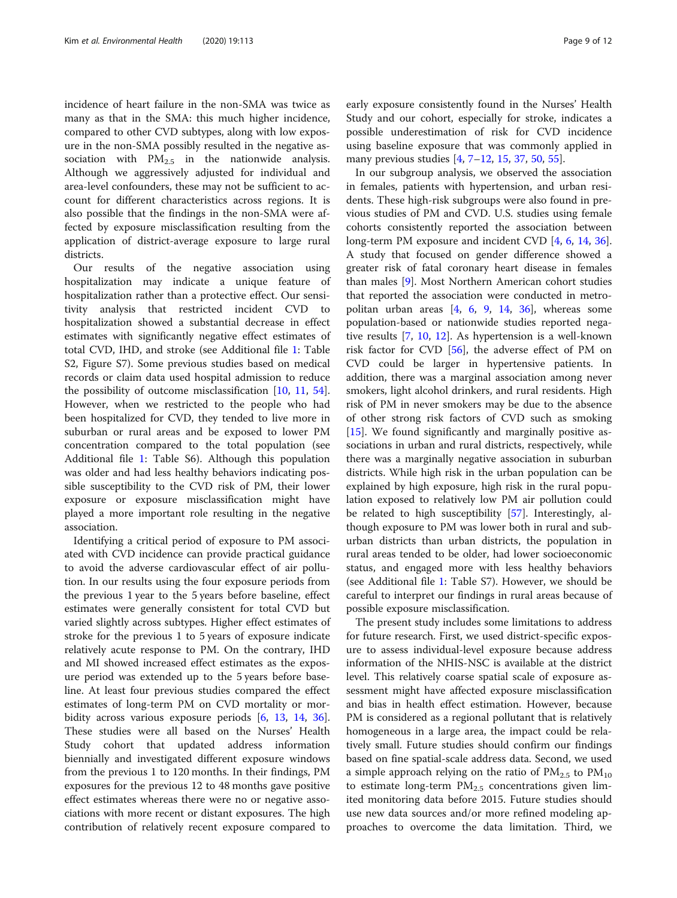incidence of heart failure in the non-SMA was twice as many as that in the SMA: this much higher incidence, compared to other CVD subtypes, along with low exposure in the non-SMA possibly resulted in the negative association with $PM_{2.5}$ in the nationwide analysis. Although we aggressively adjusted for individual and area-level confounders, these may not be sufficient to account for different characteristics across regions. It is also possible that the findings in the non-SMA were affected by exposure misclassification resulting from the application of district-average exposure to large rural districts.

Our results of the negative association using hospitalization may indicate a unique feature of hospitalization rather than a protective effect. Our sensitivity analysis that restricted incident CVD to hospitalization showed a substantial decrease in effect estimates with significantly negative effect estimates of total CVD, IHD, and stroke (see Additional file 1: Table S2, Figure S7). Some previous studies based on medical records or claim data used hospital admission to reduce the possibility of outcome misclassification [10, 11, 54]. However, when we restricted to the people who had been hospitalized for CVD, they tended to live more in suburban or rural areas and be exposed to lower PM concentration compared to the total population (see Additional file 1: Table S6). Although this population was older and had less healthy behaviors indicating possible susceptibility to the CVD risk of PM, their lower exposure or exposure misclassification might have played a more important role resulting in the negative association.

Identifying a critical period of exposure to PM associated with CVD incidence can provide practical guidance to avoid the adverse cardiovascular effect of air pollution. In our results using the four exposure periods from the previous 1 year to the 5 years before baseline, effect estimates were generally consistent for total CVD but varied slightly across subtypes. Higher effect estimates of stroke for the previous 1 to 5 years of exposure indicate relatively acute response to PM. On the contrary, IHD and MI showed increased effect estimates as the exposure period was extended up to the 5 years before baseline. At least four previous studies compared the effect estimates of long-term PM on CVD mortality or morbidity across various exposure periods [6, 13, 14, 36]. These studies were all based on the Nurses' Health Study cohort that updated address information biennially and investigated different exposure windows from the previous 1 to 120 months. In their findings, PM exposures for the previous 12 to 48 months gave positive effect estimates whereas there were no or negative associations with more recent or distant exposures. The high contribution of relatively recent exposure compared to early exposure consistently found in the Nurses' Health Study and our cohort, especially for stroke, indicates a possible underestimation of risk for CVD incidence using baseline exposure that was commonly applied in many previous studies [4, 7–12, 15, 37, 50, 55].

In our subgroup analysis, we observed the association in females, patients with hypertension, and urban residents. These high-risk subgroups were also found in previous studies of PM and CVD. U.S. studies using female cohorts consistently reported the association between long-term PM exposure and incident CVD [4, 6, 14, 36]. A study that focused on gender difference showed a greater risk of fatal coronary heart disease in females than males [9]. Most Northern American cohort studies that reported the association were conducted in metropolitan urban areas [4, 6, 9, 14, 36], whereas some population-based or nationwide studies reported negative results [7, 10, 12]. As hypertension is a well-known risk factor for CVD [56], the adverse effect of PM on CVD could be larger in hypertensive patients. In addition, there was a marginal association among never smokers, light alcohol drinkers, and rural residents. High risk of PM in never smokers may be due to the absence of other strong risk factors of CVD such as smoking [15]. We found significantly and marginally positive associations in urban and rural districts, respectively, while there was a marginally negative association in suburban districts. While high risk in the urban population can be explained by high exposure, high risk in the rural population exposed to relatively low PM air pollution could be related to high susceptibility [57]. Interestingly, although exposure to PM was lower both in rural and suburban districts than urban districts, the population in rural areas tended to be older, had lower socioeconomic status, and engaged more with less healthy behaviors (see Additional file 1: Table S7). However, we should be careful to interpret our findings in rural areas because of possible exposure misclassification.

The present study includes some limitations to address for future research. First, we used district-specific exposure to assess individual-level exposure because address information of the NHIS-NSC is available at the district level. This relatively coarse spatial scale of exposure assessment might have affected exposure misclassification and bias in health effect estimation. However, because PM is considered as a regional pollutant that is relatively homogeneous in a large area, the impact could be relatively small. Future studies should confirm our findings based on fine spatial-scale address data. Second, we used a simple approach relying on the ratio of $PM_{2.5}$ to $PM_{10}$ to estimate long-term $PM_{2.5}$ concentrations given limited monitoring data before 2015. Future studies should use new data sources and/or more refined modeling approaches to overcome the data limitation. Third, we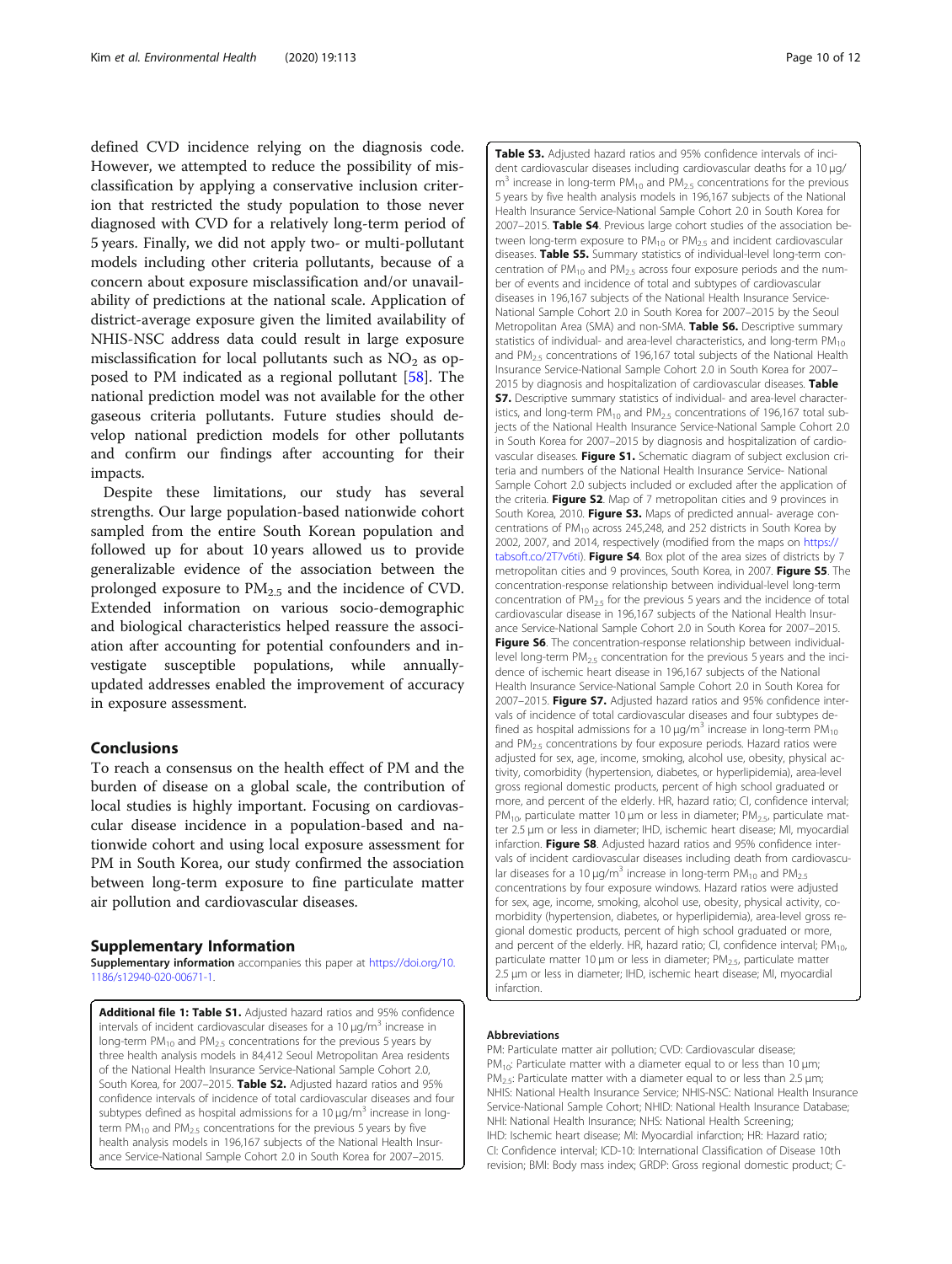defined CVD incidence relying on the diagnosis code. However, we attempted to reduce the possibility of misclassification by applying a conservative inclusion criterion that restricted the study population to those never diagnosed with CVD for a relatively long-term period of 5 years. Finally, we did not apply two- or multi-pollutant models including other criteria pollutants, because of a concern about exposure misclassification and/or unavailability of predictions at the national scale. Application of district-average exposure given the limited availability of NHIS-NSC address data could result in large exposure misclassification for local pollutants such as $NO_2$ as opposed to PM indicated as a regional pollutant [58]. The national prediction model was not available for the other gaseous criteria pollutants. Future studies should develop national prediction models for other pollutants and confirm our findings after accounting for their impacts.

Despite these limitations, our study has several strengths. Our large population-based nationwide cohort sampled from the entire South Korean population and followed up for about 10 years allowed us to provide generalizable evidence of the association between the prolonged exposure to $PM_{2.5}$ and the incidence of CVD. Extended information on various socio-demographic and biological characteristics helped reassure the association after accounting for potential confounders and investigate susceptible populations, while annually-updated addresses enabled the improvement of accuracy in exposure assessment.

## Conclusions

To reach a consensus on the health effect of PM and the burden of disease on a global scale, the contribution of local studies is highly important. Focusing on cardiovascular disease incidence in a population-based and nationwide cohort and using local exposure assessment for PM in South Korea, our study confirmed the association between long-term exposure to fine particulate matter air pollution and cardiovascular diseases.

## Supplementary Information

**Supplementary information** accompanies this paper at https://doi.org/10.1186/s12940-020-00671-1.

**Additional file 1: Table S1.** Adjusted hazard ratios and 95% confidence intervals of incident cardiovascular diseases for a 10 μg/$m^3$ increase in long-term $PM_{10}$ and $PM_{2.5}$ concentrations for the previous 5 years by three health analysis models in 84,412 Seoul Metropolitan Area residents of the National Health Insurance Service-National Sample Cohort 2.0, South Korea, for 2007–2015. **Table S2.** Adjusted hazard ratios and 95% confidence intervals of incidence of total cardiovascular diseases and four subtypes defined as hospital admissions for a 10 μg/$m^3$ increase in long-term $PM_{10}$ and $PM_{2.5}$ concentrations for the previous 5 years by five health analysis models in 196,167 subjects of the National Health Insurance Service-National Sample Cohort 2.0 in South Korea for 2007–2015. **Table S3.** Adjusted hazard ratios and 95% confidence intervals of incident cardiovascular diseases including cardiovascular deaths for a 10 μg/$m^3$ increase in long-term $PM_{10}$ and $PM_{2.5}$ concentrations for the previous 5 years by five health analysis models in 196,167 subjects of the National Health Insurance Service-National Sample Cohort 2.0 in South Korea for 2007–2015. **Table S4**. Previous large cohort studies of the association between long-term exposure to $PM_{10}$ or $PM_{2.5}$ and incident cardiovascular diseases. **Table S5.** Summary statistics of individual-level long-term concentration of $PM_{10}$ and $PM_{2.5}$ across four exposure periods and the number of events and incidence of total and subtypes of cardiovascular diseases in 196,167 subjects of the National Health Insurance Service-National Sample Cohort 2.0 in South Korea for 2007–2015 by the Seoul Metropolitan Area (SMA) and non-SMA. **Table S6.** Descriptive summary statistics of individual- and area-level characteristics, and long-term $PM_{10}$ and $PM_{2.5}$ concentrations of 196,167 total subjects of the National Health Insurance Service-National Sample Cohort 2.0 in South Korea for 2007–2015 by diagnosis and hospitalization of cardiovascular diseases. **Table S7.** Descriptive summary statistics of individual- and area-level characteristics, and long-term $PM_{10}$ and $PM_{2.5}$ concentrations of 196,167 total subjects of the National Health Insurance Service-National Sample Cohort 2.0 in South Korea for 2007–2015 by diagnosis and hospitalization of cardiovascular diseases. **Figure S1.** Schematic diagram of subject exclusion criteria and numbers of the National Health Insurance Service- National Sample Cohort 2.0 subjects included or excluded after the application of the criteria. **Figure S2**. Map of 7 metropolitan cities and 9 provinces in South Korea, 2010. **Figure S3.** Maps of predicted annual- average concentrations of $PM_{10}$ across 245,248, and 252 districts in South Korea by 2002, 2007, and 2014, respectively (modified from the maps on https://tabsoft.co/2T7v6ti). **Figure S4**. Box plot of the area sizes of districts by 7 metropolitan cities and 9 provinces, South Korea, in 2007. **Figure S5**. The concentration-response relationship between individual-level long-term concentration of $PM_{2.5}$ for the previous 5 years and the incidence of total cardiovascular disease in 196,167 subjects of the National Health Insurance Service-National Sample Cohort 2.0 in South Korea for 2007–2015. **Figure S6**. The concentration-response relationship between individual-level long-term $PM_{2.5}$ concentration for the previous 5 years and the incidence of ischemic heart disease in 196,167 subjects of the National Health Insurance Service-National Sample Cohort 2.0 in South Korea for 2007–2015. **Figure S7.** Adjusted hazard ratios and 95% confidence intervals of incidence of total cardiovascular diseases and four subtypes defined as hospital admissions for a 10 μg/$m^3$ increase in long-term $PM_{10}$ and $PM_{2.5}$ concentrations by four exposure periods. Hazard ratios were adjusted for sex, age, income, smoking, alcohol use, obesity, physical activity, comorbidity (hypertension, diabetes, or hyperlipidemia), area-level gross regional domestic products, percent of high school graduated or more, and percent of the elderly. HR, hazard ratio; CI, confidence interval; $PM_{10}$, particulate matter 10 μm or less in diameter; $PM_{2.5}$, particulate matter 2.5 μm or less in diameter; IHD, ischemic heart disease; MI, myocardial infarction. **Figure S8**. Adjusted hazard ratios and 95% confidence intervals of incident cardiovascular diseases including death from cardiovascular diseases for a 10 μg/$m^3$ increase in long-term $PM_{10}$ and $PM_{2.5}$ concentrations by four exposure windows. Hazard ratios were adjusted for sex, age, income, smoking, alcohol use, obesity, physical activity, comorbidity (hypertension, diabetes, or hyperlipidemia), area-level gross regional domestic products, percent of high school graduated or more, and percent of the elderly. HR, hazard ratio; CI, confidence interval; $PM_{10}$, particulate matter 10 μm or less in diameter; $PM_{2.5}$, particulate matter 2.5 μm or less in diameter; IHD, ischemic heart disease; MI, myocardial infarction.

### Abbreviations

PM: Particulate matter air pollution; CVD: Cardiovascular disease; $PM_{10}$: Particulate matter with a diameter equal to or less than 10 μm; $PM_{2.5}$: Particulate matter with a diameter equal to or less than 2.5 μm; NHIS: National Health Insurance Service; NHIS-NSC: National Health Insurance Service-National Sample Cohort; NHID: National Health Insurance Database; NHI: National Health Insurance; NHS: National Health Screening; IHD: Ischemic heart disease; MI: Myocardial infarction; HR: Hazard ratio; CI: Confidence interval; ICD-10: International Classification of Disease 10th revision; BMI: Body mass index; GRDP: Gross regional domestic product; C-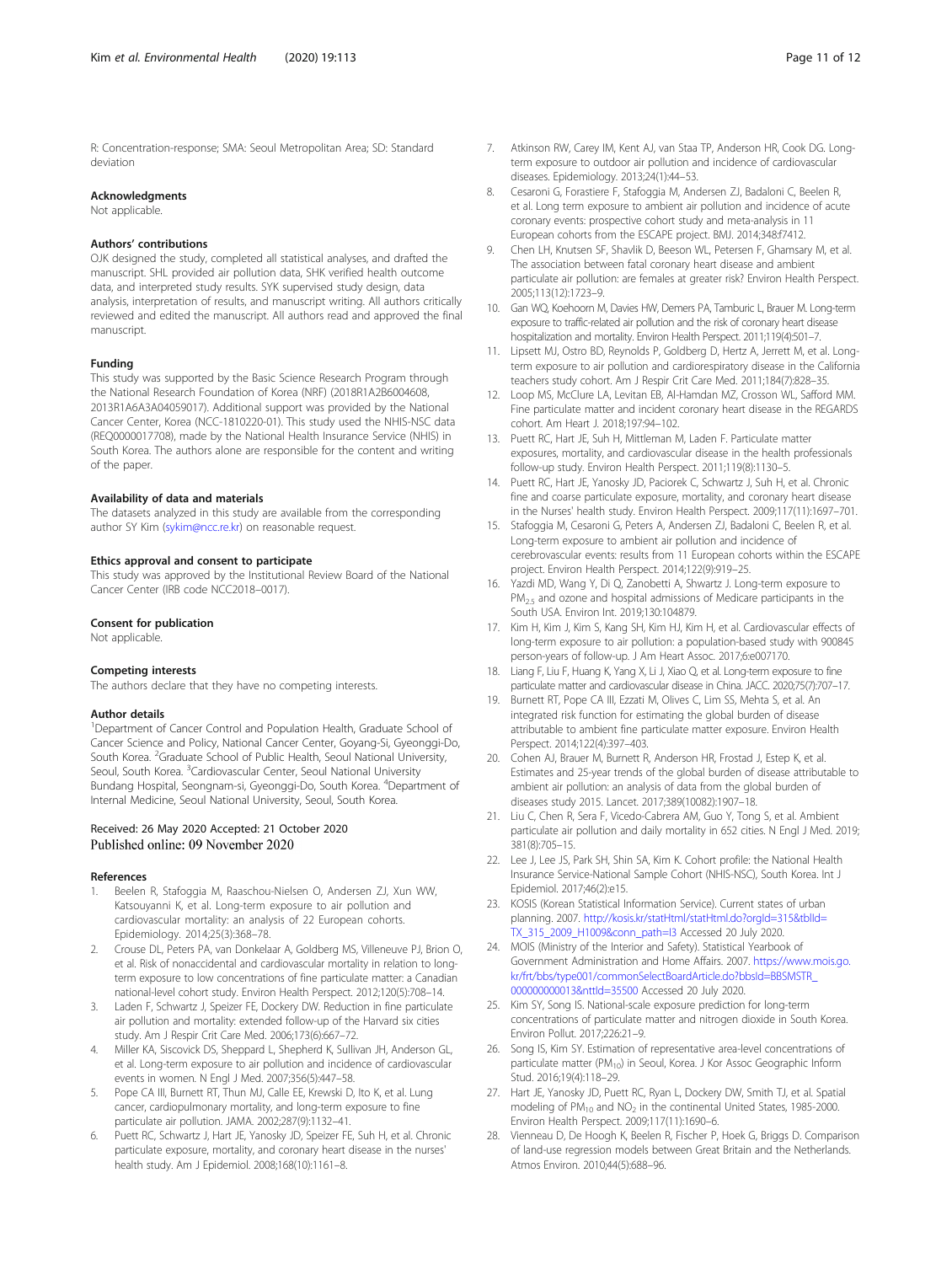R: Concentration-response; SMA: Seoul Metropolitan Area; SD: Standard deviation

## Acknowledgments

Not applicable.

## Authors' contributions

OJK designed the study, completed all statistical analyses, and drafted the manuscript. SHL provided air pollution data, SHK verified health outcome data, and interpreted study results. SYK supervised study design, data analysis, interpretation of results, and manuscript writing. All authors critically reviewed and edited the manuscript. All authors read and approved the final manuscript.

## Funding

This study was supported by the Basic Science Research Program through the National Research Foundation of Korea (NRF) (2018R1A2B6004608, 2013R1A6A3A04059017). Additional support was provided by the National Cancer Center, Korea (NCC-1810220-01). This study used the NHIS-NSC data (REQ0000017708), made by the National Health Insurance Service (NHIS) in South Korea. The authors alone are responsible for the content and writing of the paper.

## Availability of data and materials

The datasets analyzed in this study are available from the corresponding author SY Kim (sykim@ncc.re.kr) on reasonable request.

## Ethics approval and consent to participate

This study was approved by the Institutional Review Board of the National Cancer Center (IRB code NCC2018–0017).

## Consent for publication

Not applicable.

## Competing interests

The authors declare that they have no competing interests.

## Author details

[1]Department of Cancer Control and Population Health, Graduate School of Cancer Science and Policy, National Cancer Center, Goyang-Si, Gyeonggi-Do, South Korea. [2]Graduate School of Public Health, Seoul National University, Seoul, South Korea. [3]Cardiovascular Center, Seoul National University Bundang Hospital, Seongnam-si, Gyeonggi-Do, South Korea. [4]Department of Internal Medicine, Seoul National University, Seoul, South Korea.

Received: 26 May 2020 Accepted: 21 October 2020
Published online: 09 November 2020

## References

1. Beelen R, Stafoggia M, Raaschou-Nielsen O, Andersen ZJ, Xun WW, Katsouyanni K, et al. Long-term exposure to air pollution and cardiovascular mortality: an analysis of 22 European cohorts. Epidemiology. 2014;25(3):368–78.
2. Crouse DL, Peters PA, van Donkelaar A, Goldberg MS, Villeneuve PJ, Brion O, et al. Risk of nonaccidental and cardiovascular mortality in relation to long-term exposure to low concentrations of fine particulate matter: a Canadian national-level cohort study. Environ Health Perspect. 2012;120(5):708–14.
3. Laden F, Schwartz J, Speizer FE, Dockery DW. Reduction in fine particulate air pollution and mortality: extended follow-up of the Harvard six cities study. Am J Respir Crit Care Med. 2006;173(6):667–72.
4. Miller KA, Siscovick DS, Sheppard L, Shepherd K, Sullivan JH, Anderson GL, et al. Long-term exposure to air pollution and incidence of cardiovascular events in women. N Engl J Med. 2007;356(5):447–58.
5. Pope CA III, Burnett RT, Thun MJ, Calle EE, Krewski D, Ito K, et al. Lung cancer, cardiopulmonary mortality, and long-term exposure to fine particulate air pollution. JAMA. 2002;287(9):1132–41.
6. Puett RC, Schwartz J, Hart JE, Yanosky JD, Speizer FE, Suh H, et al. Chronic particulate exposure, mortality, and coronary heart disease in the nurses' health study. Am J Epidemiol. 2008;168(10):1161–8.
7. Atkinson RW, Carey IM, Kent AJ, van Staa TP, Anderson HR, Cook DG. Long-term exposure to outdoor air pollution and incidence of cardiovascular diseases. Epidemiology. 2013;24(1):44–53.
8. Cesaroni G, Forastiere F, Stafoggia M, Andersen ZJ, Badaloni C, Beelen R, et al. Long term exposure to ambient air pollution and incidence of acute coronary events: prospective cohort study and meta-analysis in 11 European cohorts from the ESCAPE project. BMJ. 2014;348:f7412.
9. Chen LH, Knutsen SF, Shavlik D, Beeson WL, Petersen F, Ghamsary M, et al. The association between fatal coronary heart disease and ambient particulate air pollution: are females at greater risk? Environ Health Perspect. 2005;113(12):1723–9.
10. Gan WQ, Koehoorn M, Davies HW, Demers PA, Tamburic L, Brauer M. Long-term exposure to traffic-related air pollution and the risk of coronary heart disease hospitalization and mortality. Environ Health Perspect. 2011;119(4):501–7.
11. Lipsett MJ, Ostro BD, Reynolds P, Goldberg D, Hertz A, Jerrett M, et al. Long-term exposure to air pollution and cardiorespiratory disease in the California teachers study cohort. Am J Respir Crit Care Med. 2011;184(7):828–35.
12. Loop MS, McClure LA, Levitan EB, Al-Hamdan MZ, Crosson WL, Safford MM. Fine particulate matter and incident coronary heart disease in the REGARDS cohort. Am Heart J. 2018;197:94–102.
13. Puett RC, Hart JE, Suh H, Mittleman M, Laden F. Particulate matter exposures, mortality, and cardiovascular disease in the health professionals follow-up study. Environ Health Perspect. 2011;119(8):1130–5.
14. Puett RC, Hart JE, Yanosky JD, Paciorek C, Schwartz J, Suh H, et al. Chronic fine and coarse particulate exposure, mortality, and coronary heart disease in the Nurses' health study. Environ Health Perspect. 2009;117(11):1697–701.
15. Stafoggia M, Cesaroni G, Peters A, Andersen ZJ, Badaloni C, Beelen R, et al. Long-term exposure to ambient air pollution and incidence of cerebrovascular events: results from 11 European cohorts within the ESCAPE project. Environ Health Perspect. 2014;122(9):919–25.
16. Yazdi MD, Wang Y, Di Q, Zanobetti A, Shwartz J. Long-term exposure to $PM_{2.5}$ and ozone and hospital admissions of Medicare participants in the South USA. Environ Int. 2019;130:104879.
17. Kim H, Kim J, Kim S, Kang SH, Kim HJ, Kim H, et al. Cardiovascular effects of long-term exposure to air pollution: a population-based study with 900845 person-years of follow-up. J Am Heart Assoc. 2017;6:e007170.
18. Liang F, Liu F, Huang K, Yang X, Li J, Xiao Q, et al. Long-term exposure to fine particulate matter and cardiovascular disease in China. JACC. 2020;75(7):707–17.
19. Burnett RT, Pope CA III, Ezzati M, Olives C, Lim SS, Mehta S, et al. An integrated risk function for estimating the global burden of disease attributable to ambient fine particulate matter exposure. Environ Health Perspect. 2014;122(4):397–403.
20. Cohen AJ, Brauer M, Burnett R, Anderson HR, Frostad J, Estep K, et al. Estimates and 25-year trends of the global burden of disease attributable to ambient air pollution: an analysis of data from the global burden of diseases study 2015. Lancet. 2017;389(10082):1907–18.
21. Liu C, Chen R, Sera F, Vicedo-Cabrera AM, Guo Y, Tong S, et al. Ambient particulate air pollution and daily mortality in 652 cities. N Engl J Med. 2019;381(8):705–15.
22. Lee J, Lee JS, Park SH, Shin SA, Kim K. Cohort profile: the National Health Insurance Service-National Sample Cohort (NHIS-NSC), South Korea. Int J Epidemiol. 2017;46(2):e15.
23. KOSIS (Korean Statistical Information Service). Current states of urban planning. 2007. http://kosis.kr/statHtml/statHtml.do?orgId=315&tblId=TX_315_2009_H1009&conn_path=I3 Accessed 20 July 2020.
24. MOIS (Ministry of the Interior and Safety). Statistical Yearbook of Government Administration and Home Affairs. 2007. https://www.mois.go.kr/frt/bbs/type001/commonSelectBoardArticle.do?bbsId=BBSMSTR_000000000013&nttId=35500 Accessed 20 July 2020.
25. Kim SY, Song IS. National-scale exposure prediction for long-term concentrations of particulate matter and nitrogen dioxide in South Korea. Environ Pollut. 2017;226:21–9.
26. Song IS, Kim SY. Estimation of representative area-level concentrations of particulate matter ($PM_{10}$) in Seoul, Korea. J Kor Assoc Geographic Inform Stud. 2016;19(4):118–29.
27. Hart JE, Yanosky JD, Puett RC, Ryan L, Dockery DW, Smith TJ, et al. Spatial modeling of $PM_{10}$ and $NO_2$ in the continental United States, 1985-2000. Environ Health Perspect. 2009;117(11):1690–6.
28. Vienneau D, De Hoogh K, Beelen R, Fischer P, Hoek G, Briggs D. Comparison of land-use regression models between Great Britain and the Netherlands. Atmos Environ. 2010;44(5):688–96.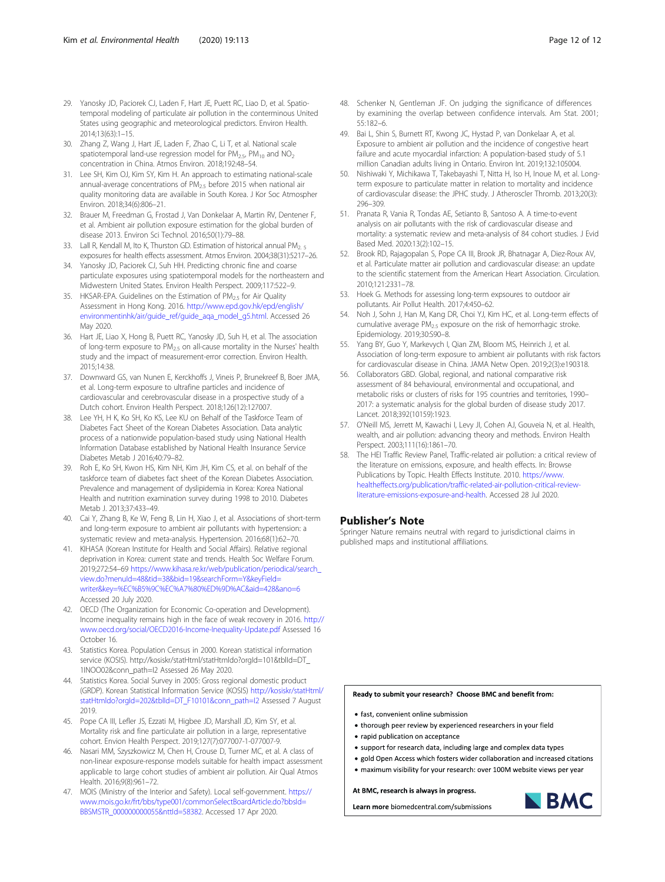29. Yanosky JD, Paciorek CJ, Laden F, Hart JE, Puett RC, Liao D, et al. Spatio-temporal modeling of particulate air pollution in the conterminous United States using geographic and meteorological predictors. Environ Health. 2014;13(63):1–15.
30. Zhang Z, Wang J, Hart JE, Laden F, Zhao C, Li T, et al. National scale spatiotemporal land-use regression model for $PM_{2.5}$, $PM_{10}$ and $NO_2$ concentration in China. Atmos Environ. 2018;192:48–54.
31. Lee SH, Kim OJ, Kim SY, Kim H. An approach to estimating national-scale annual-average concentrations of $PM_{2.5}$ before 2015 when national air quality monitoring data are available in South Korea. J Kor Soc Atmospher Environ. 2018;34(6):806–21.
32. Brauer M, Freedman G, Frostad J, Van Donkelaar A, Martin RV, Dentener F, et al. Ambient air pollution exposure estimation for the global burden of disease 2013. Environ Sci Technol. 2016;50(1):79–88.
33. Lall R, Kendall M, Ito K, Thurston GD. Estimation of historical annual $PM_{2.5}$ exposures for health effects assessment. Atmos Environ. 2004;38(31):5217–26.
34. Yanosky JD, Paciorek CJ, Suh HH. Predicting chronic fine and coarse particulate exposures using spatiotemporal models for the northeastern and Midwestern United States. Environ Health Perspect. 2009;117:522–9.
35. HKSAR-EPA. Guidelines on the Estimation of $PM_{2.5}$ for Air Quality Assessment in Hong Kong. 2016. http://www.epd.gov.hk/epd/english/environmentinhk/air/guide_ref/guide_aqa_model_g5.html. Accessed 26 May 2020.
36. Hart JE, Liao X, Hong B, Puett RC, Yanosky JD, Suh H, et al. The association of long-term exposure to $PM_{2.5}$ on all-cause mortality in the Nurses' health study and the impact of measurement-error correction. Environ Health. 2015;14:38.
37. Downward GS, van Nunen E, Kerckhoffs J, Vineis P, Brunekreef B, Boer JMA, et al. Long-term exposure to ultrafine particles and incidence of cardiovascular and cerebrovascular disease in a prospective study of a Dutch cohort. Environ Health Perspect. 2018;126(12):127007.
38. Lee YH, H K, Ko SH, Ko KS, Lee KU on Behalf of the Taskforce Team of Diabetes Fact Sheet of the Korean Diabetes Association. Data analytic process of a nationwide population-based study using National Health Information Database established by National Health Insurance Service Diabetes Metab J 2016;40:79–82.
39. Roh E, Ko SH, Kwon HS, Kim NH, Kim JH, Kim CS, et al. on behalf of the taskforce team of diabetes fact sheet of the Korean Diabetes Association. Prevalence and management of dyslipidemia in Korea: Korea National Health and nutrition examination survey during 1998 to 2010. Diabetes Metab J. 2013;37:433–49.
40. Cai Y, Zhang B, Ke W, Feng B, Lin H, Xiao J, et al. Associations of short-term and long-term exposure to ambient air pollutants with hypertension: a systematic review and meta-analysis. Hypertension. 2016;68(1):62–70.
41. KIHASA (Korean Institute for Health and Social Affairs). Relative regional deprivation in Korea: current state and trends. Health Soc Welfare Forum. 2019;272:54–69 https://www.kihasa.re.kr/web/publication/periodical/search_view.do?menuId=48&tid=38&bid=19&searchForm=Y&keyField=writer&key=%EC%B5%9C%EC%A7%80%ED%9D%AC&aid=428&ano=6 Accessed 20 July 2020.
42. OECD (The Organization for Economic Co-operation and Development). Income inequality remains high in the face of weak recovery in 2016. http://www.oecd.org/social/OECD2016-Income-Inequality-Update.pdf Assessed 16 October 16.
43. Statistics Korea. Population Census in 2000. Korean statistical information service (KOSIS). http://kosiskr/statHtml/statHtmldo?orgId=101&tblId=DT_1INOO02&conn_path=I2 Assessed 26 May 2020.
44. Statistics Korea. Social Survey in 2005: Gross regional domestic product (GRDP). Korean Statistical Information Service (KOSIS) http://kosiskr/statHtml/statHtmldo?orgId=202&tblId=DT_F10101&conn_path=I2 Assessed 7 August 2019.
45. Pope CA III, Lefler JS, Ezzati M, Higbee JD, Marshall JD, Kim SY, et al. Mortality risk and fine particulate air pollution in a large, representative cohort. Envion Health Perspect. 2019;127(7):077007-1-077007-9.
46. Nasari MM, Szyszkowicz M, Chen H, Crouse D, Turner MC, et al. A class of non-linear exposure-response models suitable for health impact assessment applicable to large cohort studies of ambient air pollution. Air Qual Atmos Health. 2016;9(8):961–72.
47. MOIS (Ministry of the Interior and Safety). Local self-government. https://www.mois.go.kr/frt/bbs/type001/commonSelectBoardArticle.do?bbsId=BBSMSTR_000000000055&nttId=58382. Accessed 17 Apr 2020.
48. Schenker N, Gentleman JF. On judging the significance of differences by examining the overlap between confidence intervals. Am Stat. 2001; 55:182–6.
49. Bai L, Shin S, Burnett RT, Kwong JC, Hystad P, van Donkelaar A, et al. Exposure to ambient air pollution and the incidence of congestive heart failure and acute myocardial infarction: A population-based study of 5.1 million Canadian adults living in Ontario. Environ Int. 2019;132:105004.
50. Nishiwaki Y, Michikawa T, Takebayashi T, Nitta H, Iso H, Inoue M, et al. Long-term exposure to particulate matter in relation to mortality and incidence of cardiovascular disease: the JPHC study. J Atheroscler Thromb. 2013;20(3): 296–309.
51. Pranata R, Vania R, Tondas AE, Setianto B, Santoso A. A time-to-event analysis on air pollutants with the risk of cardiovascular disease and mortality: a systematic review and meta-analysis of 84 cohort studies. J Evid Based Med. 2020:13(2):102–15.
52. Brook RD, Rajagopalan S, Pope CA III, Brook JR, Bhatnagar A, Diez-Roux AV, et al. Particulate matter air pollution and cardiovascular disease: an update to the scientific statement from the American Heart Association. Circulation. 2010;121:2331–78.
53. Hoek G. Methods for assessing long-term expsoures to outdoor air pollutants. Air Pollut Health. 2017;4:450–62.
54. Noh J, Sohn J, Han M, Kang DR, Choi YJ, Kim HC, et al. Long-term effects of cumulative average $PM_{2.5}$ exposure on the risk of hemorrhagic stroke. Epidemiology. 2019;30:S90–8.
55. Yang BY, Guo Y, Markevych I, Qian ZM, Bloom MS, Heinrich J, et al. Association of long-term exposure to ambient air pollutants with risk factors for cardiovascular disease in China. JAMA Netw Open. 2019;2(3):e190318.
56. Collaborators GBD. Global, regional, and national comparative risk assessment of 84 behavioural, environmental and occupational, and metabolic risks or clusters of risks for 195 countries and territories, 1990–2017: a systematic analysis for the global burden of disease study 2017. Lancet. 2018;392(10159):1923.
57. O'Neill MS, Jerrett M, Kawachi I, Levy JI, Cohen AJ, Gouveia N, et al. Health, wealth, and air pollution: advancing theory and methods. Environ Health Perspect. 2003;111(16):1861–70.
58. The HEI Traffic Review Panel, Traffic-related air pollution: a critical review of the literature on emissions, exposure, and health effects. In: Browse Publications by Topic. Health Effects Institute. 2010. https://www.healtheffects.org/publication/traffic-related-air-pollution-critical-review-literature-emissions-exposure-and-health. Accessed 28 Jul 2020.

## Publisher's Note

Springer Nature remains neutral with regard to jurisdictional claims in published maps and institutional affiliations.

**Ready to submit your research? Choose BMC and benefit from:**

- fast, convenient online submission
- thorough peer review by experienced researchers in your field
- rapid publication on acceptance
- support for research data, including large and complex data types
- gold Open Access which fosters wider collaboration and increased citations
- maximum visibility for your research: over 100M website views per year

**At BMC, research is always in progress.**

**Learn more** biomedcentral.com/submissions

BMC